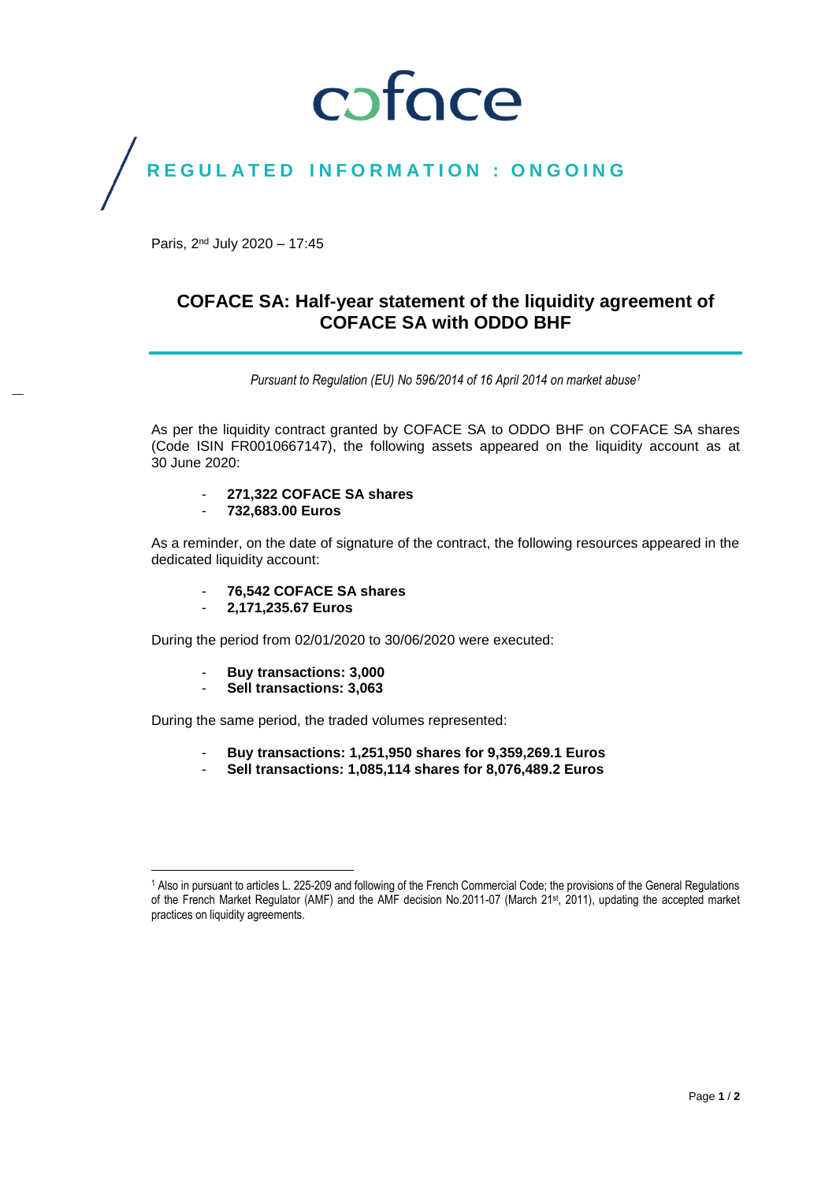coface

**REGULATED INFORMATION : ONGOING**

Paris, 2nd July 2020 – 17:45

# COFACE SA: Half-year statement of the liquidity agreement of COFACE SA with ODDO BHF

*Pursuant to Regulation (EU) No 596/2014 of 16 April 2014 on market abuse[1]*

As per the liquidity contract granted by COFACE SA to ODDO BHF on COFACE SA shares (Code ISIN FR0010667147), the following assets appeared on the liquidity account as at 30 June 2020:

- **271,322 COFACE SA shares**
- **732,683.00 Euros**

As a reminder, on the date of signature of the contract, the following resources appeared in the dedicated liquidity account:

- **76,542 COFACE SA shares**
- **2,171,235.67 Euros**

During the period from 02/01/2020 to 30/06/2020 were executed:

- **Buy transactions: 3,000**
- **Sell transactions: 3,063**

During the same period, the traded volumes represented:

- **Buy transactions: 1,251,950 shares for 9,359,269.1 Euros**
- **Sell transactions: 1,085,114 shares for 8,076,489.2 Euros**

[1] Also in pursuant to articles L. 225-209 and following of the French Commercial Code; the provisions of the General Regulations of the French Market Regulator (AMF) and the AMF decision No.2011-07 (March 21st, 2011), updating the accepted market practices on liquidity agreements.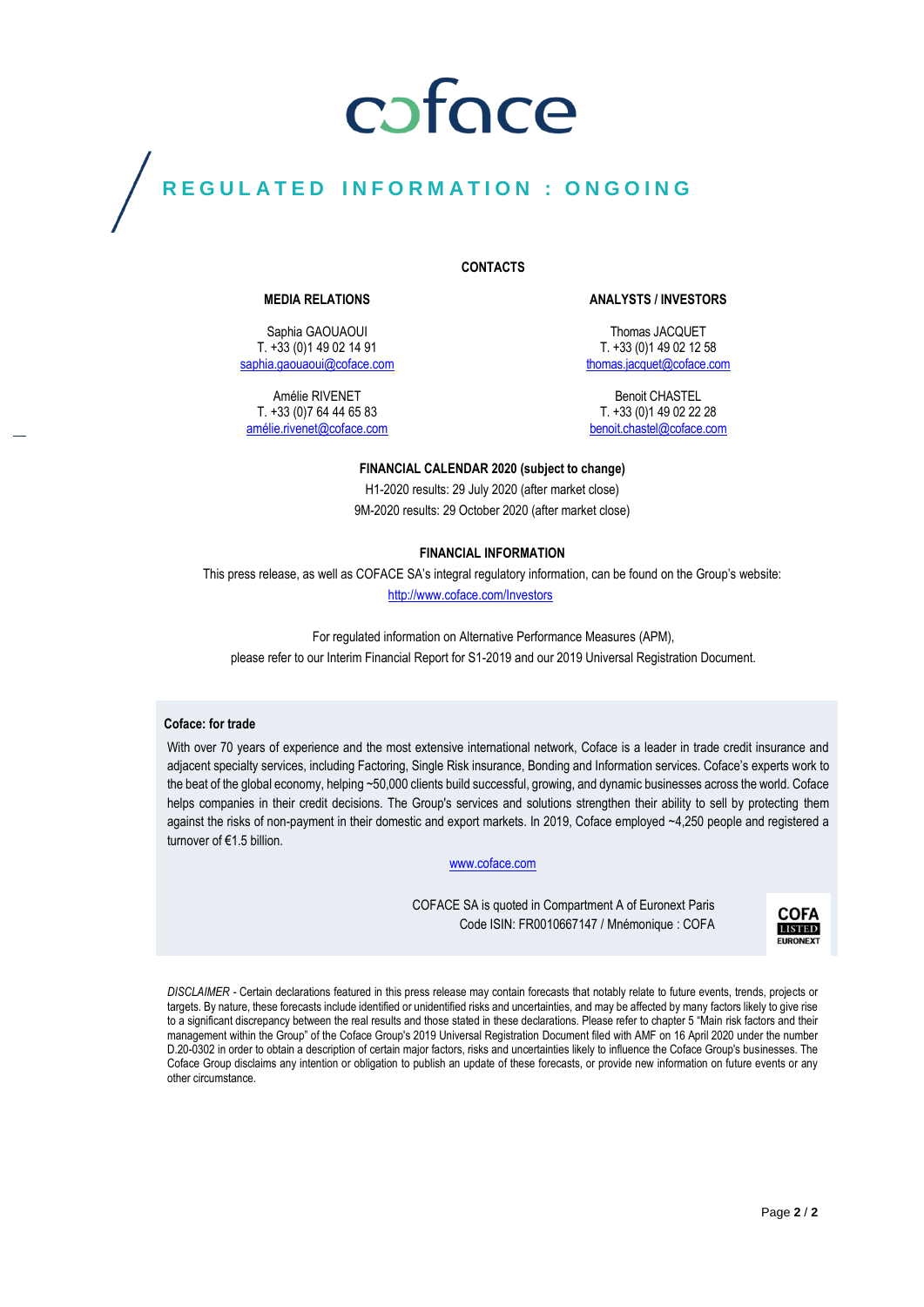# REGULATED INFORMATION : ONGOING

**CONTACTS**

**MEDIA RELATIONS**

Saphia GAOUAOUI
T. +33 (0)1 49 02 14 91
saphia.gaouaoui@coface.com

Amélie RIVENET
T. +33 (0)7 64 44 65 83
amélie.rivenet@coface.com

**ANALYSTS / INVESTORS**

Thomas JACQUET
T. +33 (0)1 49 02 12 58
thomas.jacquet@coface.com

Benoit CHASTEL
T. +33 (0)1 49 02 22 28
benoit.chastel@coface.com

**FINANCIAL CALENDAR 2020 (subject to change)**

H1-2020 results: 29 July 2020 (after market close)
9M-2020 results: 29 October 2020 (after market close)

**FINANCIAL INFORMATION**

This press release, as well as COFACE SA's integral regulatory information, can be found on the Group's website:
http://www.coface.com/Investors

For regulated information on Alternative Performance Measures (APM),
please refer to our Interim Financial Report for S1-2019 and our 2019 Universal Registration Document.

**Coface: for trade**

With over 70 years of experience and the most extensive international network, Coface is a leader in trade credit insurance and adjacent specialty services, including Factoring, Single Risk insurance, Bonding and Information services. Coface's experts work to the beat of the global economy, helping ~50,000 clients build successful, growing, and dynamic businesses across the world. Coface helps companies in their credit decisions. The Group's services and solutions strengthen their ability to sell by protecting them against the risks of non-payment in their domestic and export markets. In 2019, Coface employed ~4,250 people and registered a turnover of €1.5 billion.

www.coface.com

COFACE SA is quoted in Compartment A of Euronext Paris
Code ISIN: FR0010667147 / Mnémonique : COFA

COFA LISTED EURONEXT

*DISCLAIMER* - Certain declarations featured in this press release may contain forecasts that notably relate to future events, trends, projects or targets. By nature, these forecasts include identified or unidentified risks and uncertainties, and may be affected by many factors likely to give rise to a significant discrepancy between the real results and those stated in these declarations. Please refer to chapter 5 "Main risk factors and their management within the Group" of the Coface Group's 2019 Universal Registration Document filed with AMF on 16 April 2020 under the number D.20-0302 in order to obtain a description of certain major factors, risks and uncertainties likely to influence the Coface Group's businesses. The Coface Group disclaims any intention or obligation to publish an update of these forecasts, or provide new information on future events or any other circumstance.